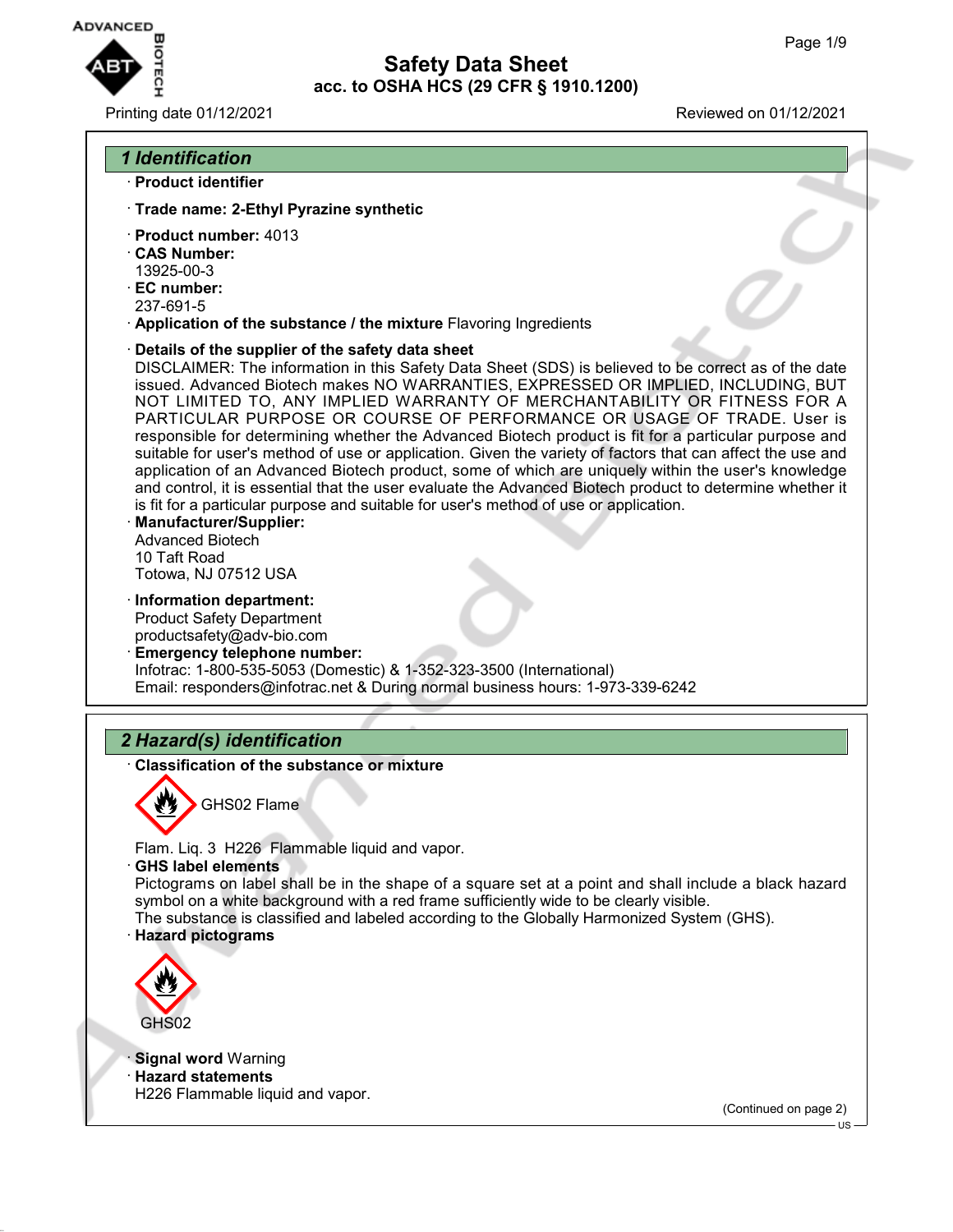# Safety Data Sheet
## acc. to OSHA HCS (29 CFR § 1910.1200)

Printing date 01/12/2021 Reviewed on 01/12/2021

## 1 Identification

· **Product identifier**

· **Trade name: 2-Ethyl Pyrazine synthetic**

· **Product number:** 4013
· **CAS Number:**
13925-00-3
· **EC number:**
237-691-5
· **Application of the substance / the mixture** Flavoring Ingredients

· **Details of the supplier of the safety data sheet**
DISCLAIMER: The information in this Safety Data Sheet (SDS) is believed to be correct as of the date issued. Advanced Biotech makes NO WARRANTIES, EXPRESSED OR IMPLIED, INCLUDING, BUT NOT LIMITED TO, ANY IMPLIED WARRANTY OF MERCHANTABILITY OR FITNESS FOR A PARTICULAR PURPOSE OR COURSE OF PERFORMANCE OR USAGE OF TRADE. User is responsible for determining whether the Advanced Biotech product is fit for a particular purpose and suitable for user's method of use or application. Given the variety of factors that can affect the use and application of an Advanced Biotech product, some of which are uniquely within the user's knowledge and control, it is essential that the user evaluate the Advanced Biotech product to determine whether it is fit for a particular purpose and suitable for user's method of use or application.
· **Manufacturer/Supplier:**
Advanced Biotech
10 Taft Road
Totowa, NJ 07512 USA

· **Information department:**
Product Safety Department
productsafety@adv-bio.com
· **Emergency telephone number:**
Infotrac: 1-800-535-5053 (Domestic) & 1-352-323-3500 (International)
Email: responders@infotrac.net & During normal business hours: 1-973-339-6242

## 2 Hazard(s) identification

· **Classification of the substance or mixture**

GHS02 Flame

Flam. Liq. 3 H226 Flammable liquid and vapor.
· **GHS label elements**
Pictograms on label shall be in the shape of a square set at a point and shall include a black hazard symbol on a white background with a red frame sufficiently wide to be clearly visible.
The substance is classified and labeled according to the Globally Harmonized System (GHS).
· **Hazard pictograms**

GHS02

· **Signal word** Warning
· **Hazard statements**
H226 Flammable liquid and vapor.

(Continued on page 2)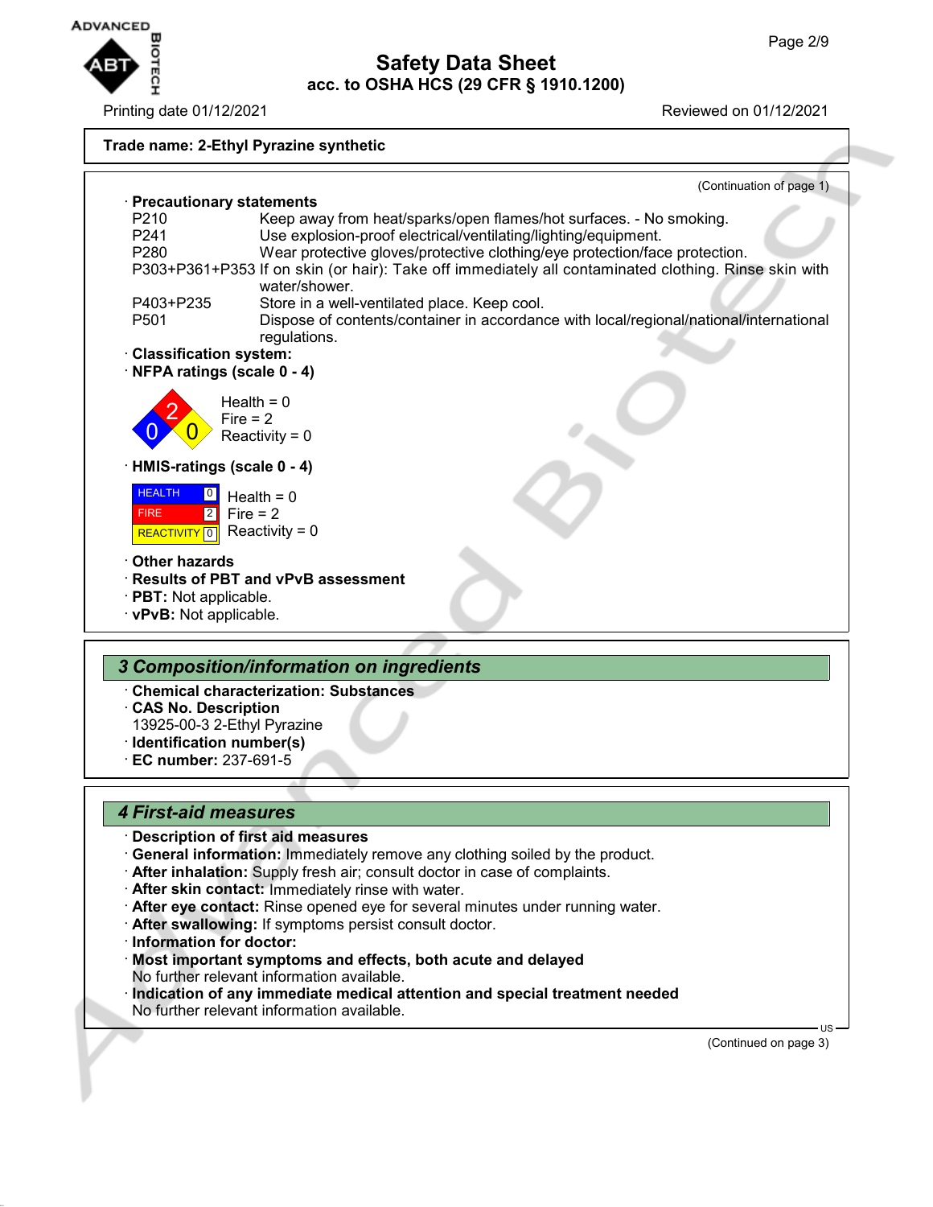**Trade name: 2-Ethyl Pyrazine synthetic**

(Continuation of page 1)

· **Precautionary statements**

| | |
|---|---|
| P210 | Keep away from heat/sparks/open flames/hot surfaces. - No smoking. |
| P241 | Use explosion-proof electrical/ventilating/lighting/equipment. |
| P280 | Wear protective gloves/protective clothing/eye protection/face protection. |
| P303+P361+P353 | If on skin (or hair): Take off immediately all contaminated clothing. Rinse skin with water/shower. |
| P403+P235 | Store in a well-ventilated place. Keep cool. |
| P501 | Dispose of contents/container in accordance with local/regional/national/international regulations. |

· **Classification system:**

· **NFPA ratings (scale 0 - 4)**

Health = 0
Fire = 2
Reactivity = 0

· **HMIS-ratings (scale 0 - 4)**

| | |
|---|---|
| HEALTH | 0 |
| FIRE | 2 |
| REACTIVITY | 0 |

Health = 0
Fire = 2
Reactivity = 0

· **Other hazards**

· **Results of PBT and vPvB assessment**

· **PBT:** Not applicable.

· **vPvB:** Not applicable.

## 3 Composition/information on ingredients

· **Chemical characterization: Substances**

· **CAS No. Description**

13925-00-3 2-Ethyl Pyrazine

· **Identification number(s)**

· **EC number:** 237-691-5

## 4 First-aid measures

· **Description of first aid measures**

· **General information:** Immediately remove any clothing soiled by the product.

· **After inhalation:** Supply fresh air; consult doctor in case of complaints.

· **After skin contact:** Immediately rinse with water.

· **After eye contact:** Rinse opened eye for several minutes under running water.

· **After swallowing:** If symptoms persist consult doctor.

· **Information for doctor:**

· **Most important symptoms and effects, both acute and delayed**

No further relevant information available.

· **Indication of any immediate medical attention and special treatment needed**

No further relevant information available.

(Continued on page 3)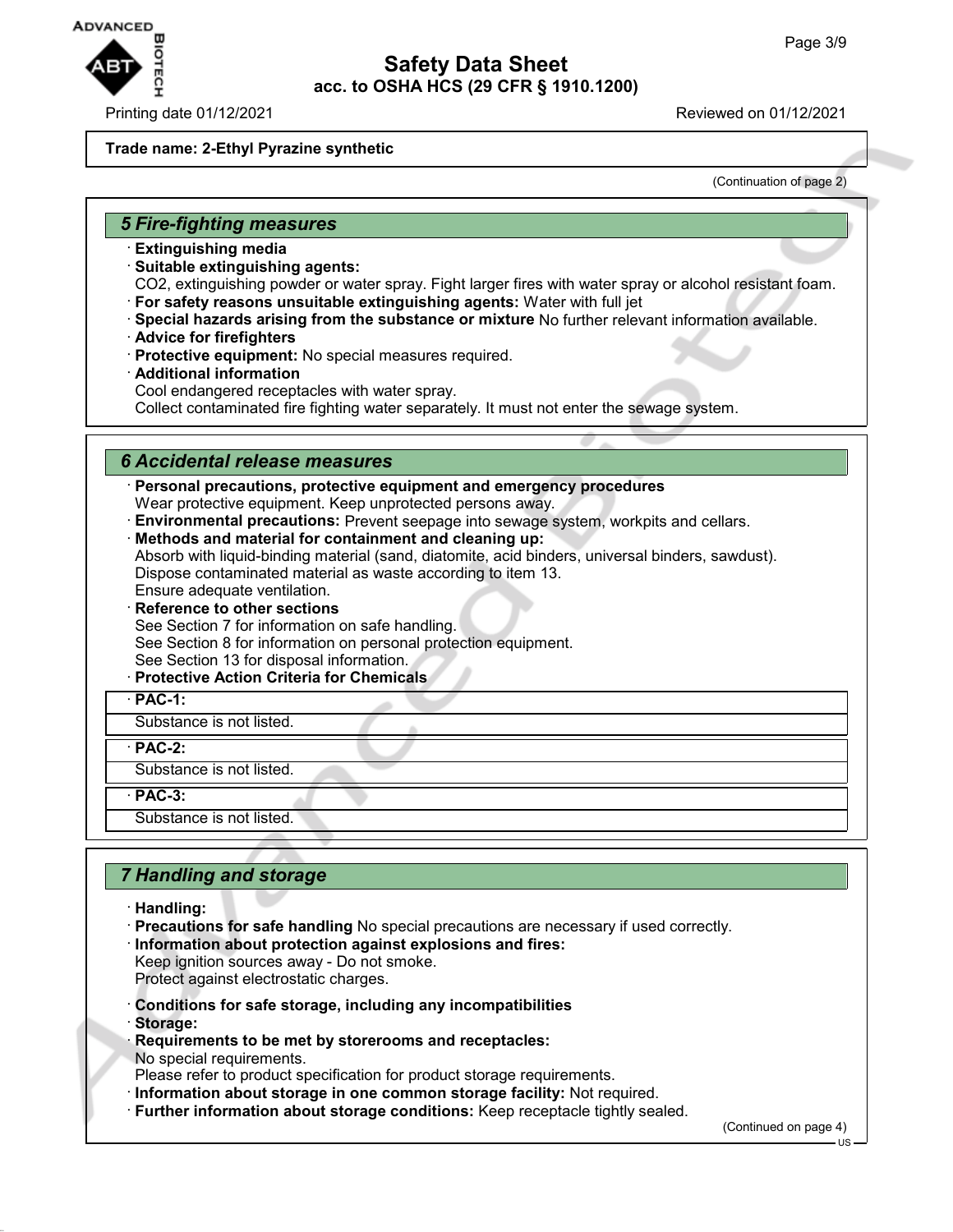**Trade name: 2-Ethyl Pyrazine synthetic**

(Continuation of page 2)

## 5 Fire-fighting measures

· **Extinguishing media**
· **Suitable extinguishing agents:**
$CO_2$, extinguishing powder or water spray. Fight larger fires with water spray or alcohol resistant foam.
· **For safety reasons unsuitable extinguishing agents:** Water with full jet
· **Special hazards arising from the substance or mixture** No further relevant information available.
· **Advice for firefighters**
· **Protective equipment:** No special measures required.
· **Additional information**
Cool endangered receptacles with water spray.
Collect contaminated fire fighting water separately. It must not enter the sewage system.

## 6 Accidental release measures

· **Personal precautions, protective equipment and emergency procedures**
Wear protective equipment. Keep unprotected persons away.
· **Environmental precautions:** Prevent seepage into sewage system, workpits and cellars.
· **Methods and material for containment and cleaning up:**
Absorb with liquid-binding material (sand, diatomite, acid binders, universal binders, sawdust).
Dispose contaminated material as waste according to item 13.
Ensure adequate ventilation.
· **Reference to other sections**
See Section 7 for information on safe handling.
See Section 8 for information on personal protection equipment.
See Section 13 for disposal information.
· **Protective Action Criteria for Chemicals**

· **PAC-1:**

Substance is not listed.

· **PAC-2:**

Substance is not listed.

· **PAC-3:**

Substance is not listed.

## 7 Handling and storage

· **Handling:**
· **Precautions for safe handling** No special precautions are necessary if used correctly.
· **Information about protection against explosions and fires:**
Keep ignition sources away - Do not smoke.
Protect against electrostatic charges.

· **Conditions for safe storage, including any incompatibilities**
· **Storage:**
· **Requirements to be met by storerooms and receptacles:**
No special requirements.
Please refer to product specification for product storage requirements.
· **Information about storage in one common storage facility:** Not required.
· **Further information about storage conditions:** Keep receptacle tightly sealed.

(Continued on page 4)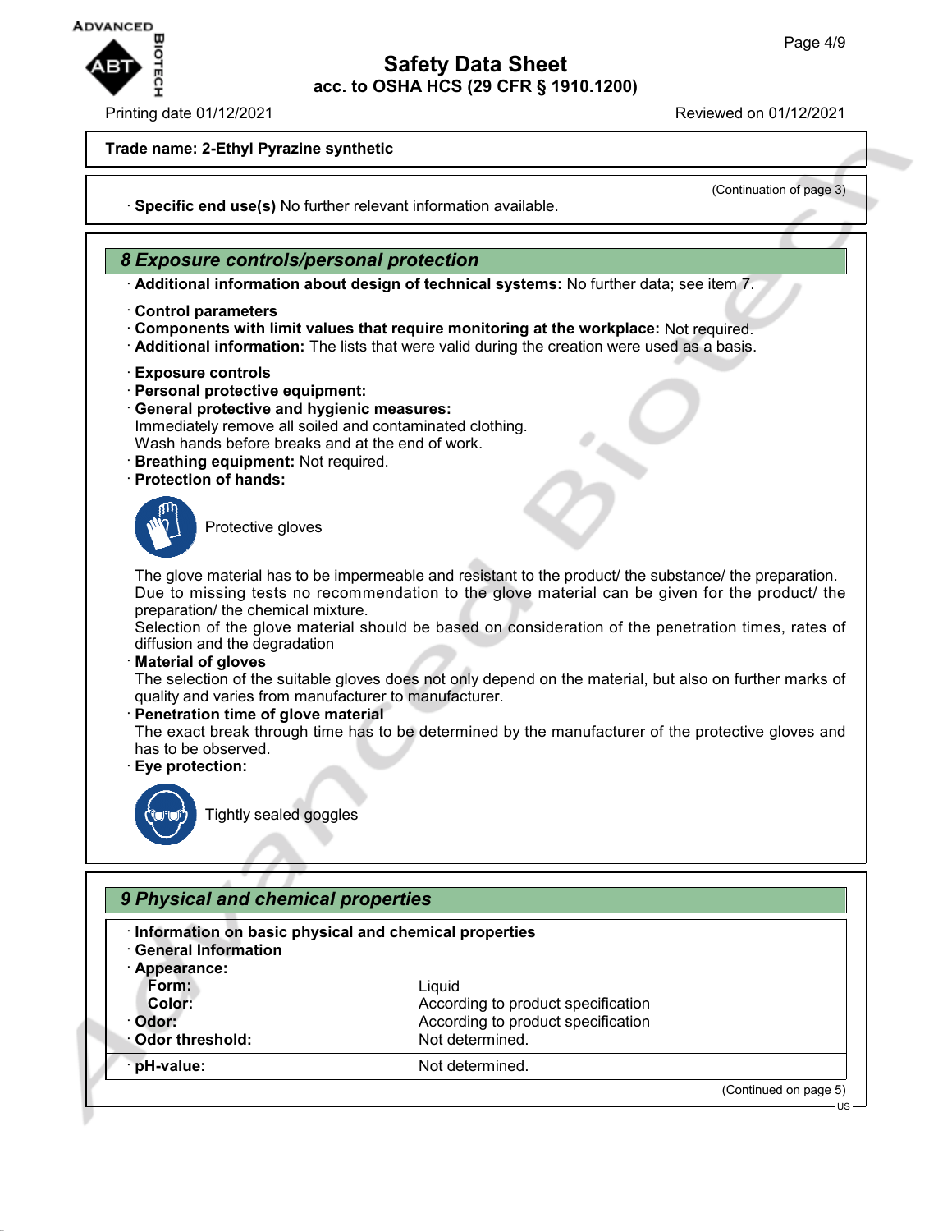Trade name: 2-Ethyl Pyrazine synthetic

(Continuation of page 3)

· **Specific end use(s)** No further relevant information available.

## 8 Exposure controls/personal protection

· **Additional information about design of technical systems:** No further data; see item 7.

· **Control parameters**
· **Components with limit values that require monitoring at the workplace:** Not required.
· **Additional information:** The lists that were valid during the creation were used as a basis.

· **Exposure controls**
· **Personal protective equipment:**
· **General protective and hygienic measures:**
Immediately remove all soiled and contaminated clothing.
Wash hands before breaks and at the end of work.
· **Breathing equipment:** Not required.
· **Protection of hands:**

Protective gloves

The glove material has to be impermeable and resistant to the product/ the substance/ the preparation.
Due to missing tests no recommendation to the glove material can be given for the product/ the preparation/ the chemical mixture.
Selection of the glove material should be based on consideration of the penetration times, rates of diffusion and the degradation
· **Material of gloves**
The selection of the suitable gloves does not only depend on the material, but also on further marks of quality and varies from manufacturer to manufacturer.
· **Penetration time of glove material**
The exact break through time has to be determined by the manufacturer of the protective gloves and has to be observed.
· **Eye protection:**

Tightly sealed goggles

## 9 Physical and chemical properties

· **Information on basic physical and chemical properties**
· **General Information**
· **Appearance:**

| | |
|---|---|
| **Form:** | Liquid |
| **Color:** | According to product specification |
| · **Odor:** | According to product specification |
| · **Odor threshold:** | Not determined. |
| · **pH-value:** | Not determined. |

(Continued on page 5)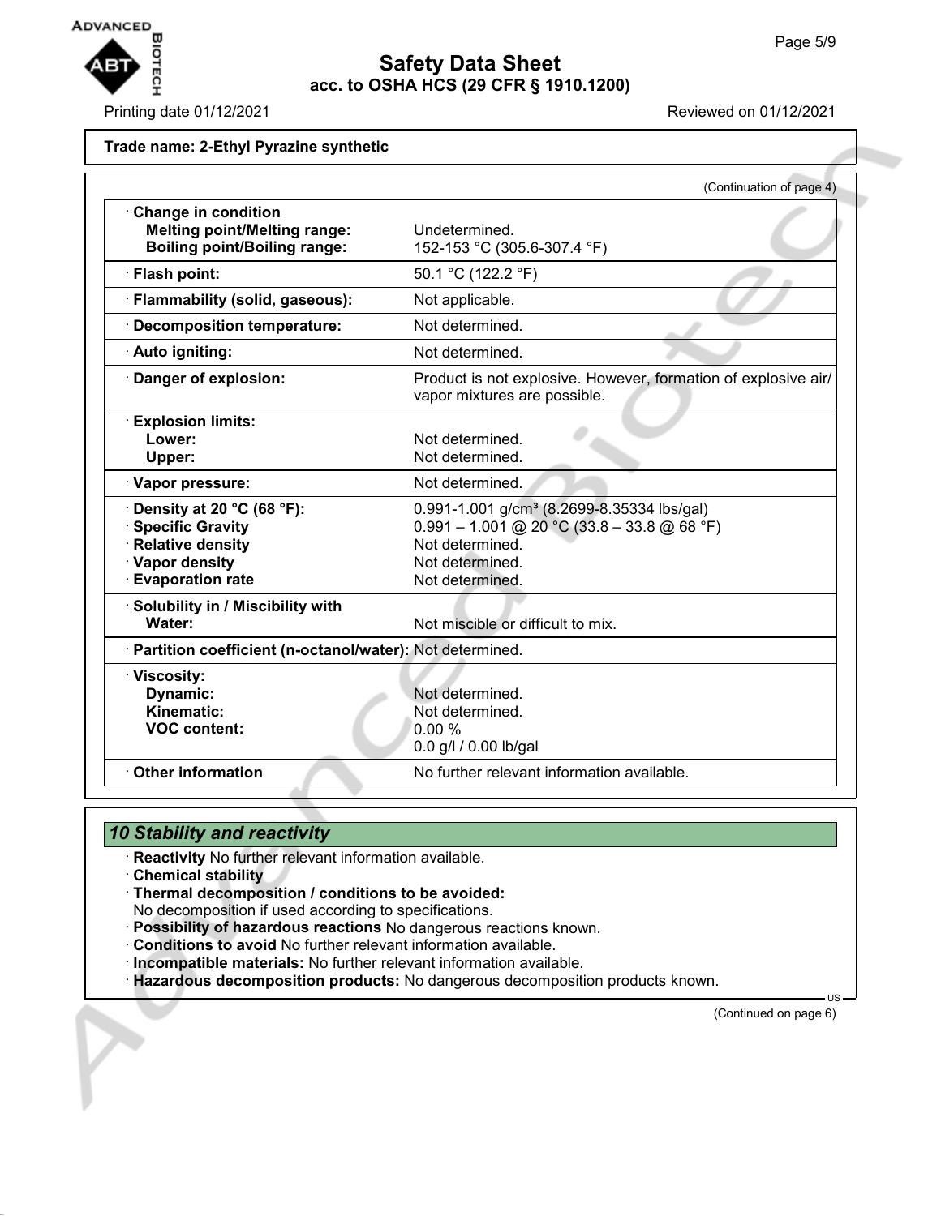**Trade name: 2-Ethyl Pyrazine synthetic**

(Continuation of page 4)

| | |
|---|---|
| · **Change in condition** | |
| **Melting point/Melting range:** | Undetermined. |
| **Boiling point/Boiling range:** | 152-153 °C (305.6-307.4 °F) |
| · **Flash point:** | 50.1 °C (122.2 °F) |
| · **Flammability (solid, gaseous):** | Not applicable. |
| · **Decomposition temperature:** | Not determined. |
| · **Auto igniting:** | Not determined. |
| · **Danger of explosion:** | Product is not explosive. However, formation of explosive air/vapor mixtures are possible. |
| · **Explosion limits:** | |
| **Lower:** | Not determined. |
| **Upper:** | Not determined. |
| · **Vapor pressure:** | Not determined. |
| · **Density at 20 °C (68 °F):** | 0.991-1.001 g/cm³ (8.2699-8.35334 lbs/gal) |
| · **Specific Gravity** | 0.991 – 1.001 @ 20 °C (33.8 – 33.8 @ 68 °F) |
| · **Relative density** | Not determined. |
| · **Vapor density** | Not determined. |
| · **Evaporation rate** | Not determined. |
| · **Solubility in / Miscibility with** | |
| **Water:** | Not miscible or difficult to mix. |
| · **Partition coefficient (n-octanol/water):** | Not determined. |
| · **Viscosity:** | |
| **Dynamic:** | Not determined. |
| **Kinematic:** | Not determined. |
| **VOC content:** | 0.00 % |
| | 0.0 g/l / 0.00 lb/gal |
| · **Other information** | No further relevant information available. |

## *10 Stability and reactivity*

· **Reactivity** No further relevant information available.
· **Chemical stability**
· **Thermal decomposition / conditions to be avoided:**
No decomposition if used according to specifications.
· **Possibility of hazardous reactions** No dangerous reactions known.
· **Conditions to avoid** No further relevant information available.
· **Incompatible materials:** No further relevant information available.
· **Hazardous decomposition products:** No dangerous decomposition products known.

(Continued on page 6)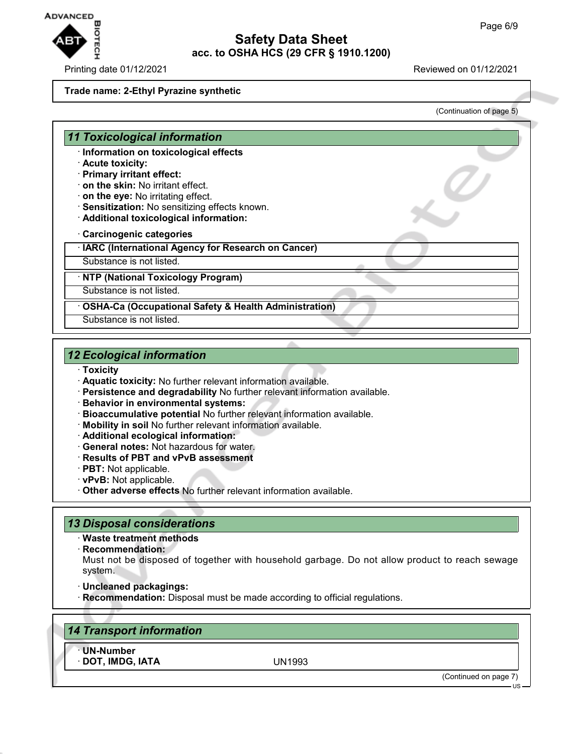Trade name: 2-Ethyl Pyrazine synthetic

(Continuation of page 5)

## 11 Toxicological information

- **Information on toxicological effects**
- **Acute toxicity:**
- **Primary irritant effect:**
- **on the skin:** No irritant effect.
- **on the eye:** No irritating effect.
- **Sensitization:** No sensitizing effects known.
- **Additional toxicological information:**

- **Carcinogenic categories**

| · IARC (International Agency for Research on Cancer) |
|---|
| Substance is not listed. |

| · NTP (National Toxicology Program) |
|---|
| Substance is not listed. |

| · OSHA-Ca (Occupational Safety & Health Administration) |
|---|
| Substance is not listed. |

## 12 Ecological information

- **Toxicity**
- **Aquatic toxicity:** No further relevant information available.
- **Persistence and degradability** No further relevant information available.
- **Behavior in environmental systems:**
- **Bioaccumulative potential** No further relevant information available.
- **Mobility in soil** No further relevant information available.
- **Additional ecological information:**
- **General notes:** Not hazardous for water.
- **Results of PBT and vPvB assessment**
- **PBT:** Not applicable.
- **vPvB:** Not applicable.
- **Other adverse effects** No further relevant information available.

## 13 Disposal considerations

- **Waste treatment methods**
- **Recommendation:**
  Must not be disposed of together with household garbage. Do not allow product to reach sewage system.

- **Uncleaned packagings:**
- **Recommendation:** Disposal must be made according to official regulations.

## 14 Transport information

| · UN-Number | |
|---|---|
| · DOT, IMDG, IATA | UN1993 |

(Continued on page 7)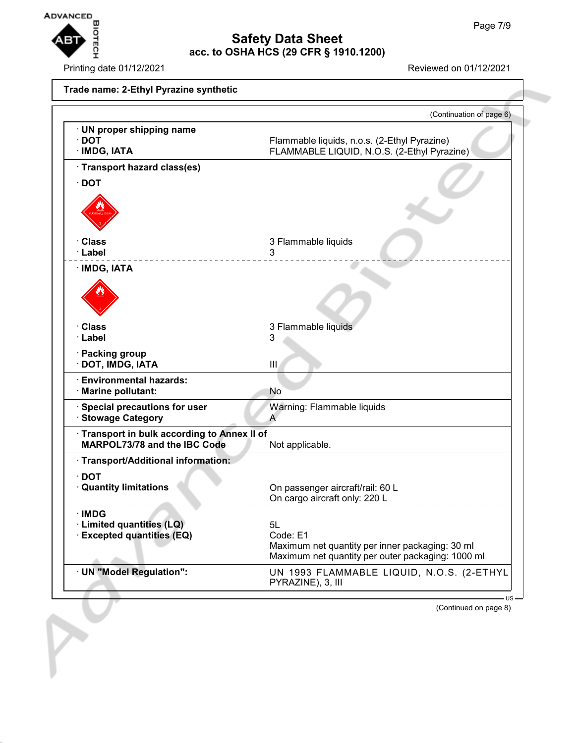Trade name: 2-Ethyl Pyrazine synthetic

(Continuation of page 6)

| | |
|---|---|
| · **UN proper shipping name** | |
| · **DOT** | Flammable liquids, n.o.s. (2-Ethyl Pyrazine) |
| · **IMDG, IATA** | FLAMMABLE LIQUID, N.O.S. (2-Ethyl Pyrazine) |
| · **Transport hazard class(es)** | |
| · **DOT** | |
| · **Class** | 3 Flammable liquids |
| · **Label** | 3 |
| · **IMDG, IATA** | |
| · **Class** | 3 Flammable liquids |
| · **Label** | 3 |
| · **Packing group** | |
| · **DOT, IMDG, IATA** | III |
| · **Environmental hazards:** | |
| · **Marine pollutant:** | No |
| · **Special precautions for user** | Warning: Flammable liquids |
| · **Stowage Category** | A |
| · **Transport in bulk according to Annex II of MARPOL73/78 and the IBC Code** | Not applicable. |
| · **Transport/Additional information:** | |
| · **DOT** | |
| · **Quantity limitations** | On passenger aircraft/rail: 60 L<br>On cargo aircraft only: 220 L |
| · **IMDG** | |
| · **Limited quantities (LQ)** | 5L |
| · **Excepted quantities (EQ)** | Code: E1<br>Maximum net quantity per inner packaging: 30 ml<br>Maximum net quantity per outer packaging: 1000 ml |
| · **UN "Model Regulation":** | UN 1993 FLAMMABLE LIQUID, N.O.S. (2-ETHYL PYRAZINE), 3, III |

(Continued on page 8)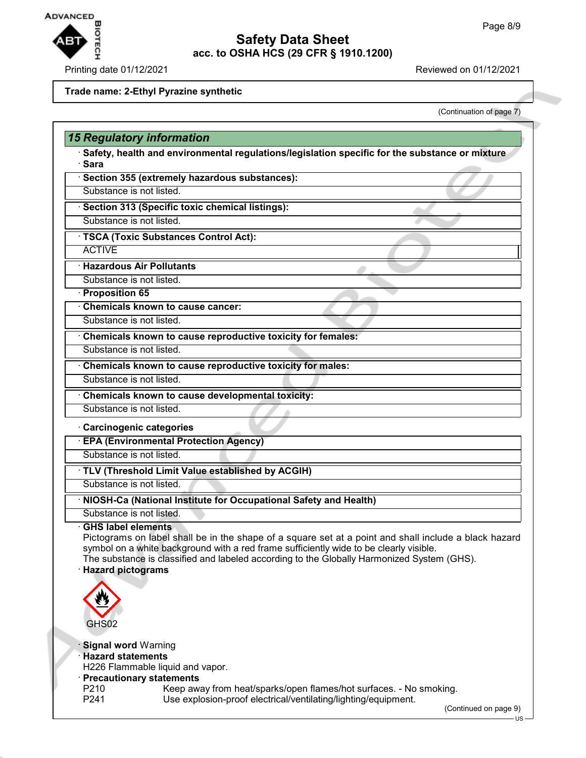Trade name: 2-Ethyl Pyrazine synthetic

(Continuation of page 7)

## 15 Regulatory information

· **Safety, health and environmental regulations/legislation specific for the substance or mixture**
· **Sara**

· **Section 355 (extremely hazardous substances):**
Substance is not listed.

· **Section 313 (Specific toxic chemical listings):**
Substance is not listed.

· **TSCA (Toxic Substances Control Act):**
ACTIVE

· **Hazardous Air Pollutants**
Substance is not listed.

· **Proposition 65**

· **Chemicals known to cause cancer:**
Substance is not listed.

· **Chemicals known to cause reproductive toxicity for females:**
Substance is not listed.

· **Chemicals known to cause reproductive toxicity for males:**
Substance is not listed.

· **Chemicals known to cause developmental toxicity:**
Substance is not listed.

· **Carcinogenic categories**

· **EPA (Environmental Protection Agency)**
Substance is not listed.

· **TLV (Threshold Limit Value established by ACGIH)**
Substance is not listed.

· **NIOSH-Ca (National Institute for Occupational Safety and Health)**
Substance is not listed.

· **GHS label elements**
Pictograms on label shall be in the shape of a square set at a point and shall include a black hazard symbol on a white background with a red frame sufficiently wide to be clearly visible.
The substance is classified and labeled according to the Globally Harmonized System (GHS).

· **Hazard pictograms**

GHS02

· **Signal word** Warning
· **Hazard statements**
H226 Flammable liquid and vapor.
· **Precautionary statements**

P210 Keep away from heat/sparks/open flames/hot surfaces. - No smoking.
P241 Use explosion-proof electrical/ventilating/lighting/equipment.

(Continued on page 9)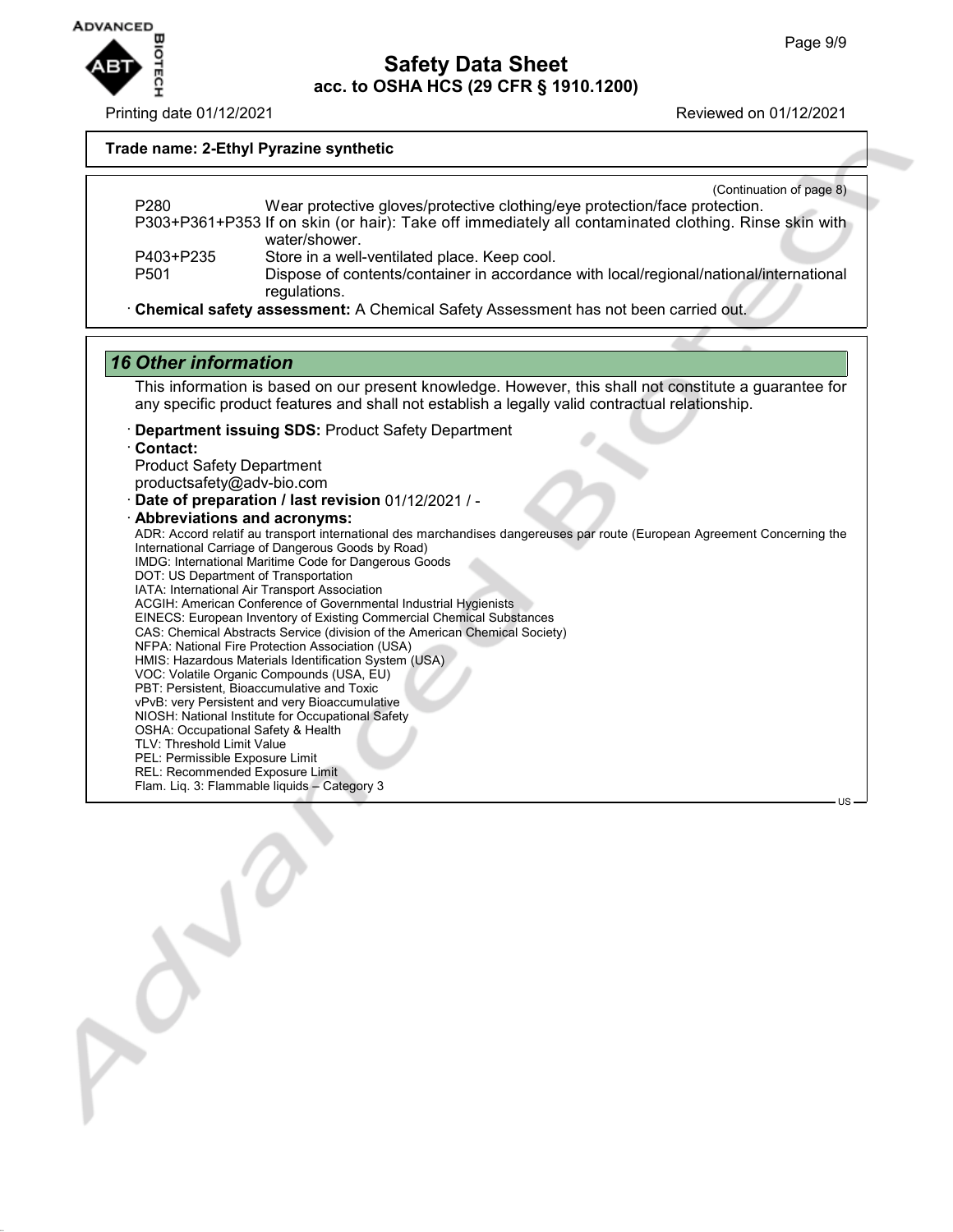**Trade name: 2-Ethyl Pyrazine synthetic**

(Continuation of page 8)

| | |
|---|---|
| P280 | Wear protective gloves/protective clothing/eye protection/face protection. |
| P303+P361+P353 | If on skin (or hair): Take off immediately all contaminated clothing. Rinse skin with water/shower. |
| P403+P235 | Store in a well-ventilated place. Keep cool. |
| P501 | Dispose of contents/container in accordance with local/regional/national/international regulations. |

· **Chemical safety assessment:** A Chemical Safety Assessment has not been carried out.

## *16 Other information*

This information is based on our present knowledge. However, this shall not constitute a guarantee for any specific product features and shall not establish a legally valid contractual relationship.

· **Department issuing SDS:** Product Safety Department

· **Contact:**
Product Safety Department
productsafety@adv-bio.com

· **Date of preparation / last revision** 01/12/2021 / -

· **Abbreviations and acronyms:**
ADR: Accord relatif au transport international des marchandises dangereuses par route (European Agreement Concerning the International Carriage of Dangerous Goods by Road)
IMDG: International Maritime Code for Dangerous Goods
DOT: US Department of Transportation
IATA: International Air Transport Association
ACGIH: American Conference of Governmental Industrial Hygienists
EINECS: European Inventory of Existing Commercial Chemical Substances
CAS: Chemical Abstracts Service (division of the American Chemical Society)
NFPA: National Fire Protection Association (USA)
HMIS: Hazardous Materials Identification System (USA)
VOC: Volatile Organic Compounds (USA, EU)
PBT: Persistent, Bioaccumulative and Toxic
vPvB: very Persistent and very Bioaccumulative
NIOSH: National Institute for Occupational Safety
OSHA: Occupational Safety & Health
TLV: Threshold Limit Value
PEL: Permissible Exposure Limit
REL: Recommended Exposure Limit
Flam. Liq. 3: Flammable liquids – Category 3